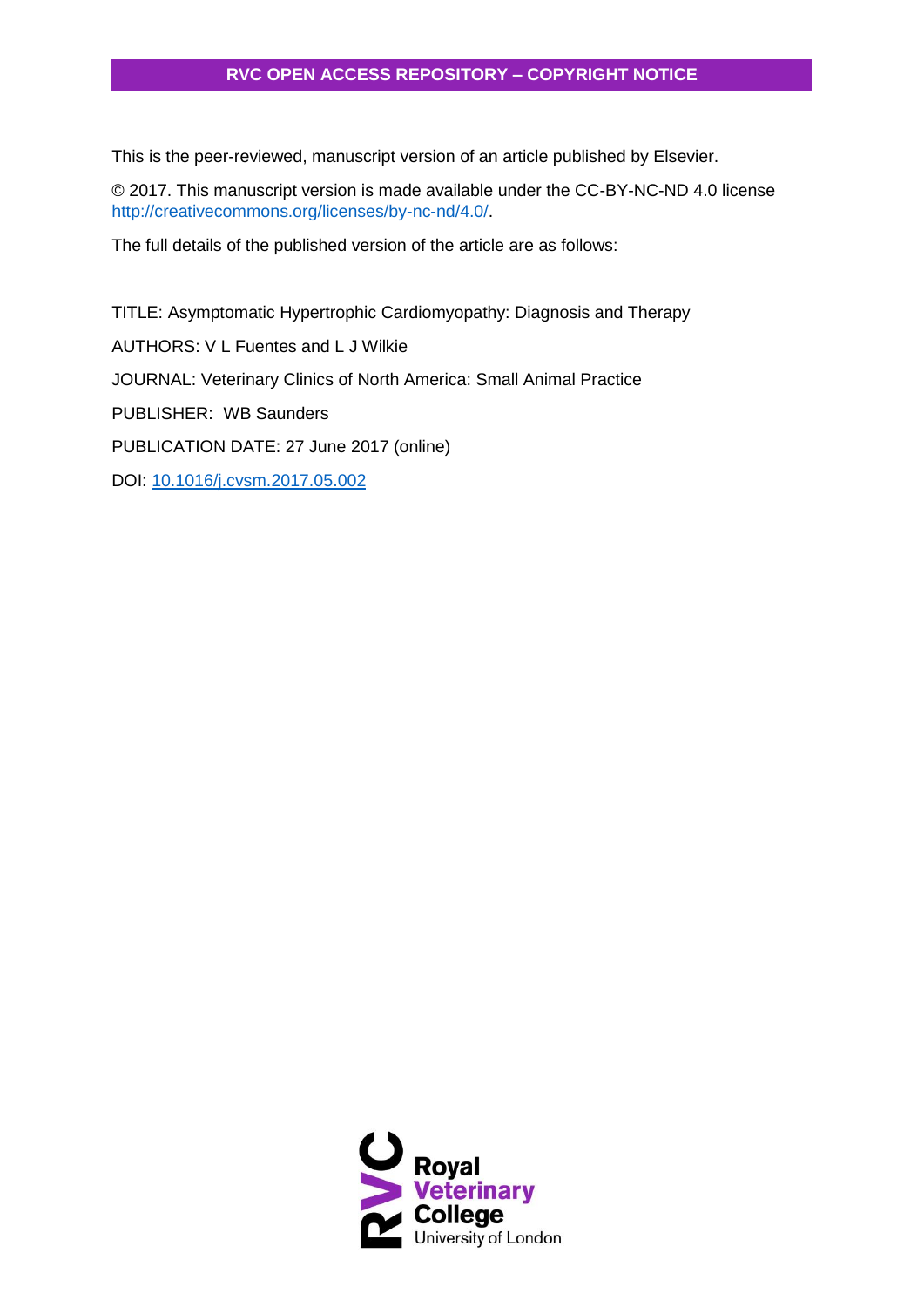**RVC OPEN ACCESS REPOSITORY – COPYRIGHT NOTICE**

This is the peer-reviewed, manuscript version of an article published by Elsevier.

© 2017. This manuscript version is made available under the CC-BY-NC-ND 4.0 license http://creativecommons.org/licenses/by-nc-nd/4.0/.

The full details of the published version of the article are as follows:

TITLE: Asymptomatic Hypertrophic Cardiomyopathy: Diagnosis and Therapy

AUTHORS: V L Fuentes and L J Wilkie

JOURNAL: Veterinary Clinics of North America: Small Animal Practice

PUBLISHER: WB Saunders

PUBLICATION DATE: 27 June 2017 (online)

DOI: 10.1016/j.cvsm.2017.05.002

RVC Royal Veterinary College University of London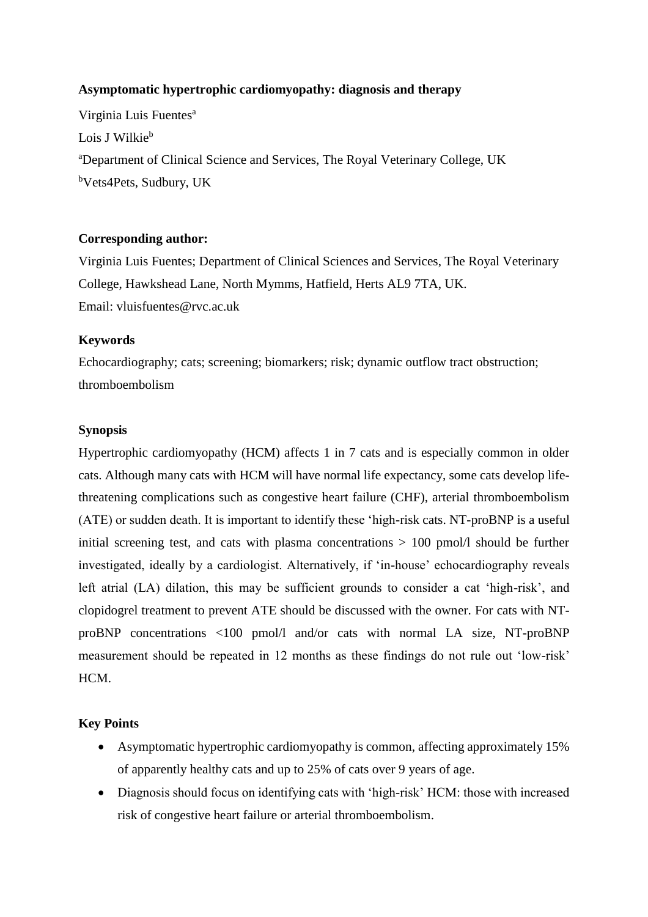**Asymptomatic hypertrophic cardiomyopathy: diagnosis and therapy**

Virginia Luis Fuentes[a]

Lois J Wilkie[b]

[a]Department of Clinical Science and Services, The Royal Veterinary College, UK

[b]Vets4Pets, Sudbury, UK

**Corresponding author:**

Virginia Luis Fuentes; Department of Clinical Sciences and Services, The Royal Veterinary College, Hawkshead Lane, North Mymms, Hatfield, Herts AL9 7TA, UK.

Email: vluisfuentes@rvc.ac.uk

**Keywords**

Echocardiography; cats; screening; biomarkers; risk; dynamic outflow tract obstruction; thromboembolism

**Synopsis**

Hypertrophic cardiomyopathy (HCM) affects 1 in 7 cats and is especially common in older cats. Although many cats with HCM will have normal life expectancy, some cats develop life-threatening complications such as congestive heart failure (CHF), arterial thromboembolism (ATE) or sudden death. It is important to identify these 'high-risk cats. NT-proBNP is a useful initial screening test, and cats with plasma concentrations > 100 pmol/l should be further investigated, ideally by a cardiologist. Alternatively, if 'in-house' echocardiography reveals left atrial (LA) dilation, this may be sufficient grounds to consider a cat 'high-risk', and clopidogrel treatment to prevent ATE should be discussed with the owner. For cats with NT-proBNP concentrations <100 pmol/l and/or cats with normal LA size, NT-proBNP measurement should be repeated in 12 months as these findings do not rule out 'low-risk' HCM.

**Key Points**

- Asymptomatic hypertrophic cardiomyopathy is common, affecting approximately 15% of apparently healthy cats and up to 25% of cats over 9 years of age.
- Diagnosis should focus on identifying cats with 'high-risk' HCM: those with increased risk of congestive heart failure or arterial thromboembolism.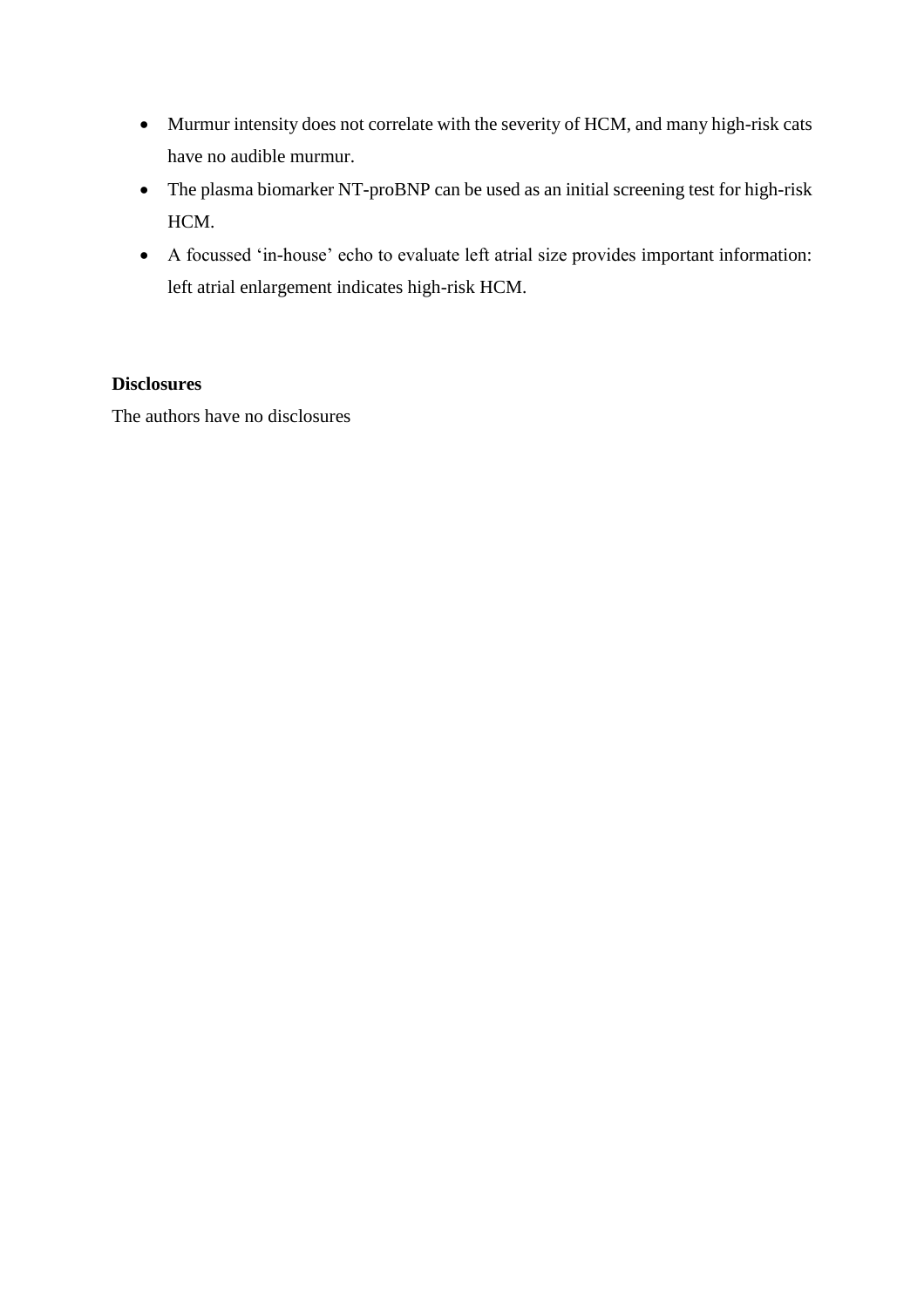- Murmur intensity does not correlate with the severity of HCM, and many high-risk cats have no audible murmur.
- The plasma biomarker NT-proBNP can be used as an initial screening test for high-risk HCM.
- A focussed 'in-house' echo to evaluate left atrial size provides important information: left atrial enlargement indicates high-risk HCM.

**Disclosures**

The authors have no disclosures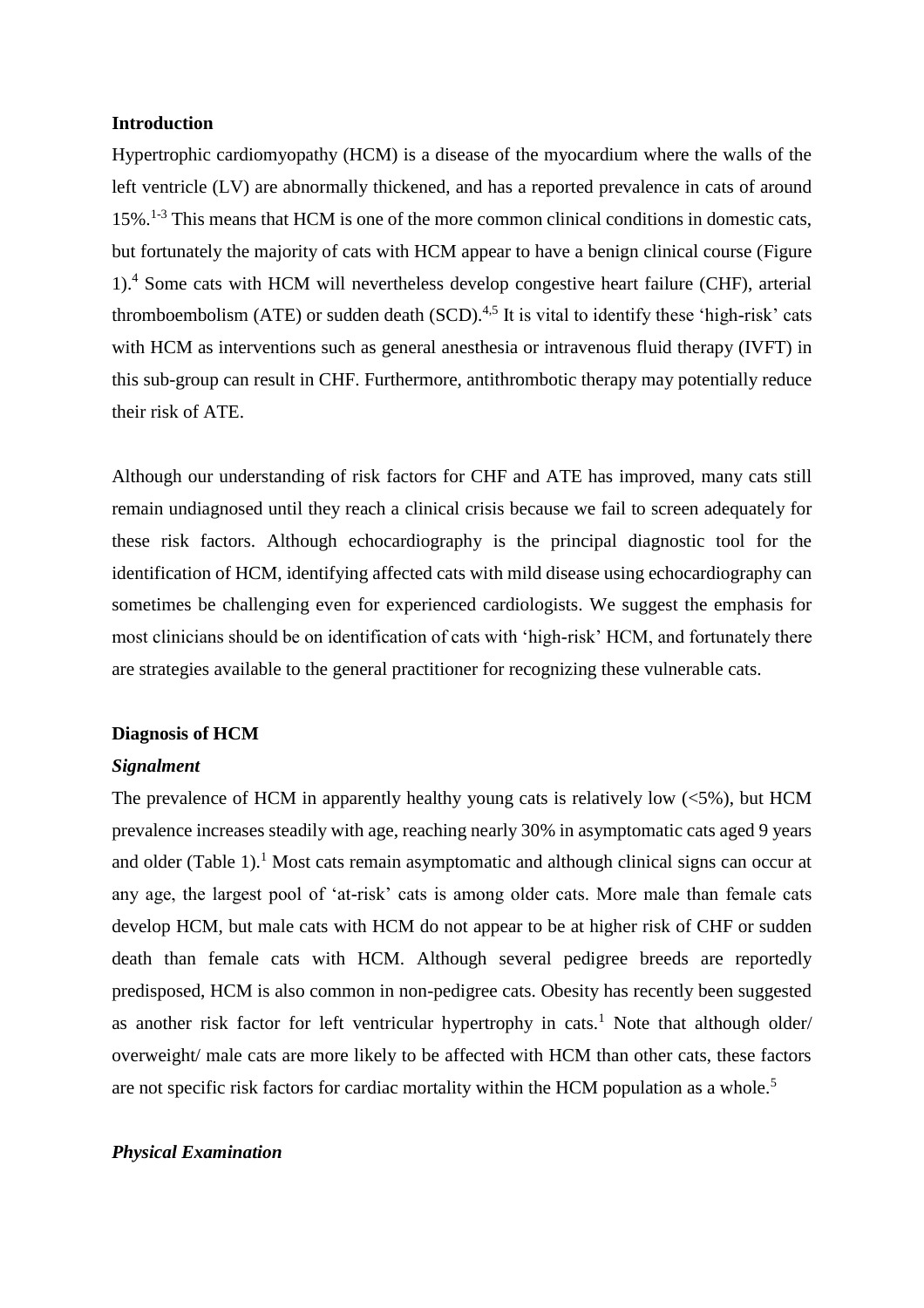## Introduction

Hypertrophic cardiomyopathy (HCM) is a disease of the myocardium where the walls of the left ventricle (LV) are abnormally thickened, and has a reported prevalence in cats of around 15%.[1-3] This means that HCM is one of the more common clinical conditions in domestic cats, but fortunately the majority of cats with HCM appear to have a benign clinical course (Figure 1).[4] Some cats with HCM will nevertheless develop congestive heart failure (CHF), arterial thromboembolism (ATE) or sudden death (SCD).[4,5] It is vital to identify these 'high-risk' cats with HCM as interventions such as general anesthesia or intravenous fluid therapy (IVFT) in this sub-group can result in CHF. Furthermore, antithrombotic therapy may potentially reduce their risk of ATE.

Although our understanding of risk factors for CHF and ATE has improved, many cats still remain undiagnosed until they reach a clinical crisis because we fail to screen adequately for these risk factors. Although echocardiography is the principal diagnostic tool for the identification of HCM, identifying affected cats with mild disease using echocardiography can sometimes be challenging even for experienced cardiologists. We suggest the emphasis for most clinicians should be on identification of cats with 'high-risk' HCM, and fortunately there are strategies available to the general practitioner for recognizing these vulnerable cats.

## Diagnosis of HCM

### *Signalment*

The prevalence of HCM in apparently healthy young cats is relatively low (<5%), but HCM prevalence increases steadily with age, reaching nearly 30% in asymptomatic cats aged 9 years and older (Table 1).[1] Most cats remain asymptomatic and although clinical signs can occur at any age, the largest pool of 'at-risk' cats is among older cats. More male than female cats develop HCM, but male cats with HCM do not appear to be at higher risk of CHF or sudden death than female cats with HCM. Although several pedigree breeds are reportedly predisposed, HCM is also common in non-pedigree cats. Obesity has recently been suggested as another risk factor for left ventricular hypertrophy in cats.[1] Note that although older/ overweight/ male cats are more likely to be affected with HCM than other cats, these factors are not specific risk factors for cardiac mortality within the HCM population as a whole.[5]

### *Physical Examination*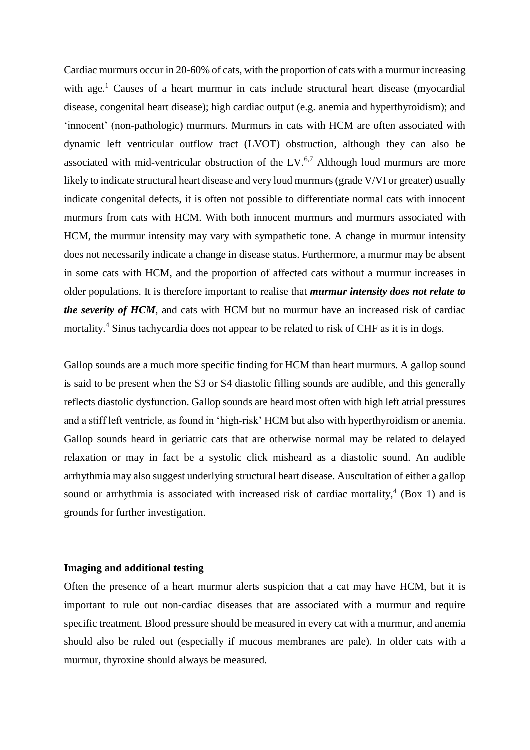Cardiac murmurs occur in 20-60% of cats, with the proportion of cats with a murmur increasing with age.[1] Causes of a heart murmur in cats include structural heart disease (myocardial disease, congenital heart disease); high cardiac output (e.g. anemia and hyperthyroidism); and 'innocent' (non-pathologic) murmurs. Murmurs in cats with HCM are often associated with dynamic left ventricular outflow tract (LVOT) obstruction, although they can also be associated with mid-ventricular obstruction of the LV.[6,7] Although loud murmurs are more likely to indicate structural heart disease and very loud murmurs (grade V/VI or greater) usually indicate congenital defects, it is often not possible to differentiate normal cats with innocent murmurs from cats with HCM. With both innocent murmurs and murmurs associated with HCM, the murmur intensity may vary with sympathetic tone. A change in murmur intensity does not necessarily indicate a change in disease status. Furthermore, a murmur may be absent in some cats with HCM, and the proportion of affected cats without a murmur increases in older populations. It is therefore important to realise that ***murmur intensity does not relate to the severity of HCM***, and cats with HCM but no murmur have an increased risk of cardiac mortality.[4] Sinus tachycardia does not appear to be related to risk of CHF as it is in dogs.

Gallop sounds are a much more specific finding for HCM than heart murmurs. A gallop sound is said to be present when the S3 or S4 diastolic filling sounds are audible, and this generally reflects diastolic dysfunction. Gallop sounds are heard most often with high left atrial pressures and a stiff left ventricle, as found in 'high-risk' HCM but also with hyperthyroidism or anemia. Gallop sounds heard in geriatric cats that are otherwise normal may be related to delayed relaxation or may in fact be a systolic click misheard as a diastolic sound. An audible arrhythmia may also suggest underlying structural heart disease. Auscultation of either a gallop sound or arrhythmia is associated with increased risk of cardiac mortality,[4] (Box 1) and is grounds for further investigation.

**Imaging and additional testing**

Often the presence of a heart murmur alerts suspicion that a cat may have HCM, but it is important to rule out non-cardiac diseases that are associated with a murmur and require specific treatment. Blood pressure should be measured in every cat with a murmur, and anemia should also be ruled out (especially if mucous membranes are pale). In older cats with a murmur, thyroxine should always be measured.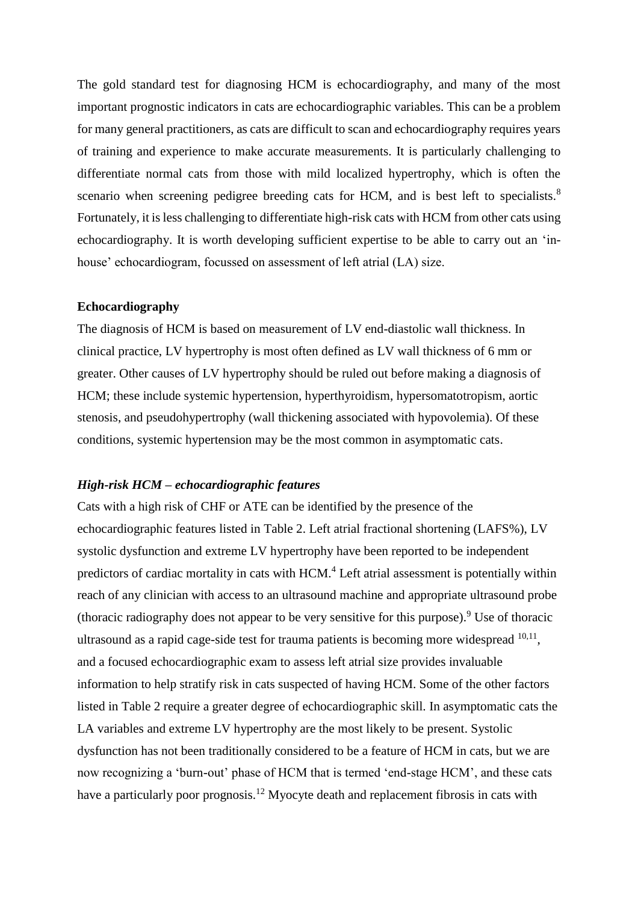The gold standard test for diagnosing HCM is echocardiography, and many of the most important prognostic indicators in cats are echocardiographic variables. This can be a problem for many general practitioners, as cats are difficult to scan and echocardiography requires years of training and experience to make accurate measurements. It is particularly challenging to differentiate normal cats from those with mild localized hypertrophy, which is often the scenario when screening pedigree breeding cats for HCM, and is best left to specialists.[8] Fortunately, it is less challenging to differentiate high-risk cats with HCM from other cats using echocardiography. It is worth developing sufficient expertise to be able to carry out an 'in-house' echocardiogram, focussed on assessment of left atrial (LA) size.

**Echocardiography**

The diagnosis of HCM is based on measurement of LV end-diastolic wall thickness. In clinical practice, LV hypertrophy is most often defined as LV wall thickness of 6 mm or greater. Other causes of LV hypertrophy should be ruled out before making a diagnosis of HCM; these include systemic hypertension, hyperthyroidism, hypersomatotropism, aortic stenosis, and pseudohypertrophy (wall thickening associated with hypovolemia). Of these conditions, systemic hypertension may be the most common in asymptomatic cats.

***High-risk HCM – echocardiographic features***

Cats with a high risk of CHF or ATE can be identified by the presence of the echocardiographic features listed in Table 2. Left atrial fractional shortening (LAFS%), LV systolic dysfunction and extreme LV hypertrophy have been reported to be independent predictors of cardiac mortality in cats with HCM.[4] Left atrial assessment is potentially within reach of any clinician with access to an ultrasound machine and appropriate ultrasound probe (thoracic radiography does not appear to be very sensitive for this purpose).[9] Use of thoracic ultrasound as a rapid cage-side test for trauma patients is becoming more widespread [10,11], and a focused echocardiographic exam to assess left atrial size provides invaluable information to help stratify risk in cats suspected of having HCM. Some of the other factors listed in Table 2 require a greater degree of echocardiographic skill. In asymptomatic cats the LA variables and extreme LV hypertrophy are the most likely to be present. Systolic dysfunction has not been traditionally considered to be a feature of HCM in cats, but we are now recognizing a 'burn-out' phase of HCM that is termed 'end-stage HCM', and these cats have a particularly poor prognosis.[12] Myocyte death and replacement fibrosis in cats with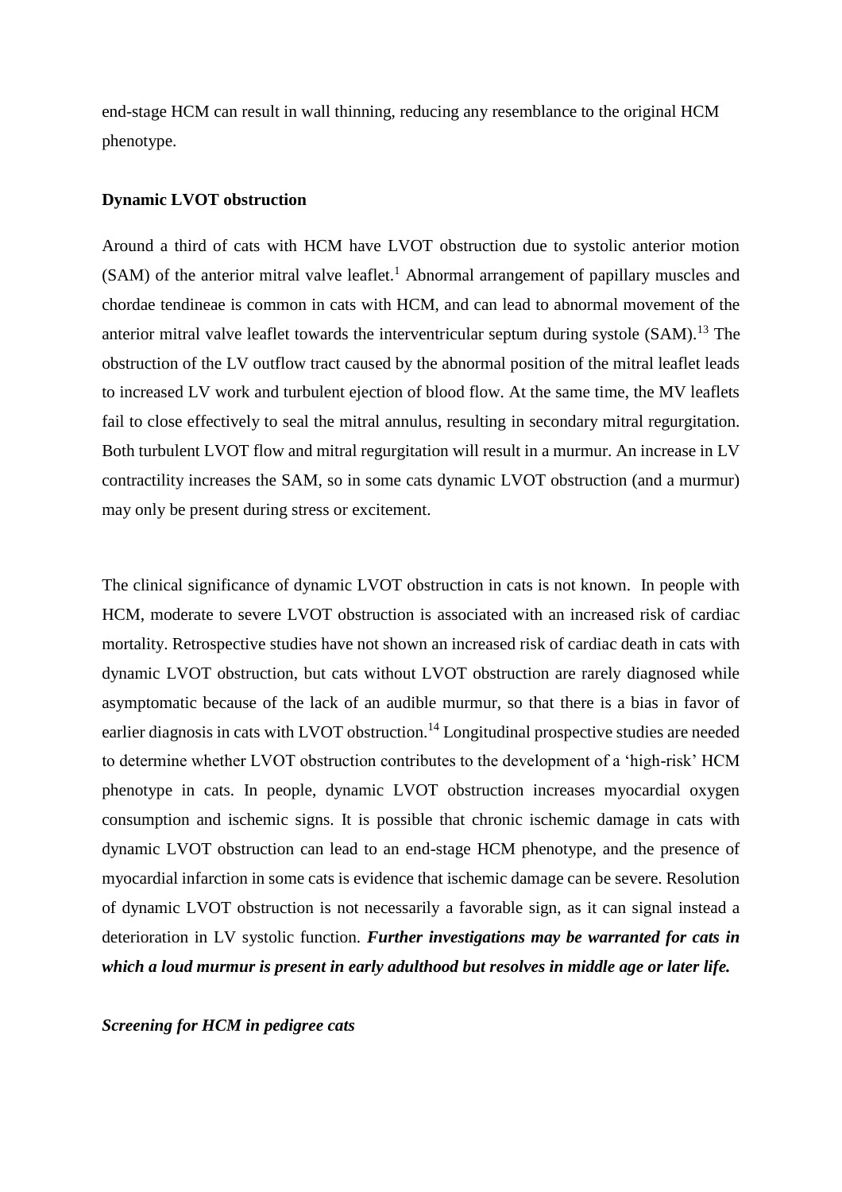end-stage HCM can result in wall thinning, reducing any resemblance to the original HCM phenotype.

**Dynamic LVOT obstruction**

Around a third of cats with HCM have LVOT obstruction due to systolic anterior motion (SAM) of the anterior mitral valve leaflet.[1] Abnormal arrangement of papillary muscles and chordae tendineae is common in cats with HCM, and can lead to abnormal movement of the anterior mitral valve leaflet towards the interventricular septum during systole (SAM).[13] The obstruction of the LV outflow tract caused by the abnormal position of the mitral leaflet leads to increased LV work and turbulent ejection of blood flow. At the same time, the MV leaflets fail to close effectively to seal the mitral annulus, resulting in secondary mitral regurgitation. Both turbulent LVOT flow and mitral regurgitation will result in a murmur. An increase in LV contractility increases the SAM, so in some cats dynamic LVOT obstruction (and a murmur) may only be present during stress or excitement.

The clinical significance of dynamic LVOT obstruction in cats is not known. In people with HCM, moderate to severe LVOT obstruction is associated with an increased risk of cardiac mortality. Retrospective studies have not shown an increased risk of cardiac death in cats with dynamic LVOT obstruction, but cats without LVOT obstruction are rarely diagnosed while asymptomatic because of the lack of an audible murmur, so that there is a bias in favor of earlier diagnosis in cats with LVOT obstruction.[14] Longitudinal prospective studies are needed to determine whether LVOT obstruction contributes to the development of a 'high-risk' HCM phenotype in cats. In people, dynamic LVOT obstruction increases myocardial oxygen consumption and ischemic signs. It is possible that chronic ischemic damage in cats with dynamic LVOT obstruction can lead to an end-stage HCM phenotype, and the presence of myocardial infarction in some cats is evidence that ischemic damage can be severe. Resolution of dynamic LVOT obstruction is not necessarily a favorable sign, as it can signal instead a deterioration in LV systolic function. ***Further investigations may be warranted for cats in which a loud murmur is present in early adulthood but resolves in middle age or later life.***

***Screening for HCM in pedigree cats***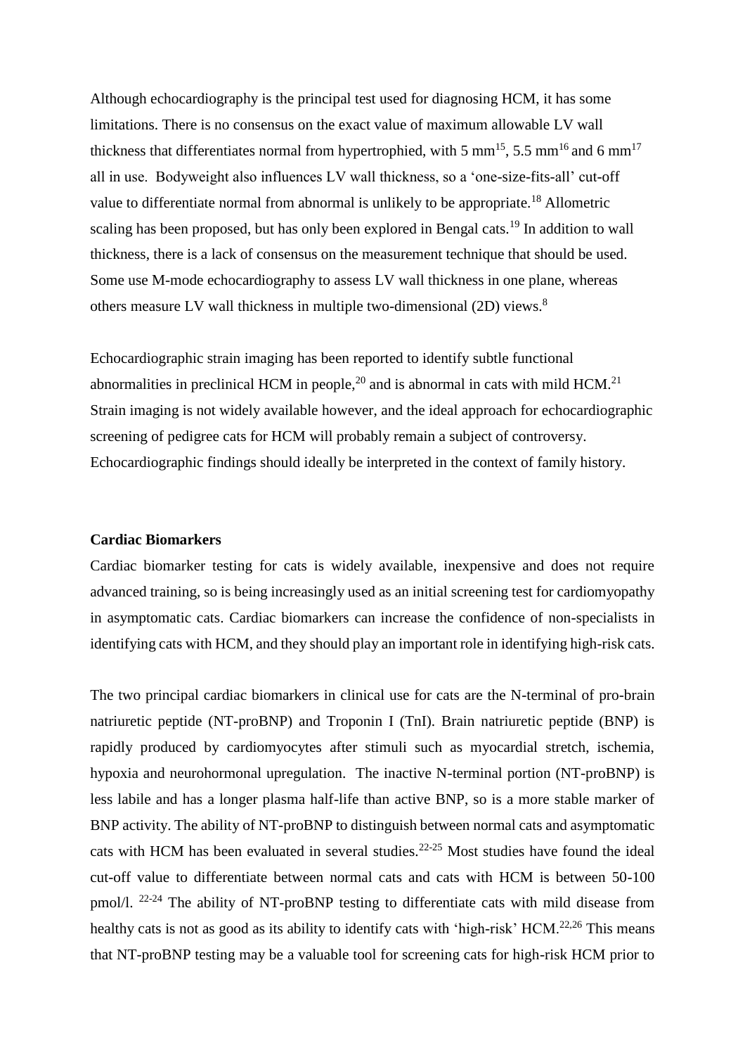Although echocardiography is the principal test used for diagnosing HCM, it has some limitations. There is no consensus on the exact value of maximum allowable LV wall thickness that differentiates normal from hypertrophied, with 5 mm[15], 5.5 mm[16] and 6 mm[17] all in use. Bodyweight also influences LV wall thickness, so a 'one-size-fits-all' cut-off value to differentiate normal from abnormal is unlikely to be appropriate.[18] Allometric scaling has been proposed, but has only been explored in Bengal cats.[19] In addition to wall thickness, there is a lack of consensus on the measurement technique that should be used. Some use M-mode echocardiography to assess LV wall thickness in one plane, whereas others measure LV wall thickness in multiple two-dimensional (2D) views.[8]

Echocardiographic strain imaging has been reported to identify subtle functional abnormalities in preclinical HCM in people,[20] and is abnormal in cats with mild HCM.[21] Strain imaging is not widely available however, and the ideal approach for echocardiographic screening of pedigree cats for HCM will probably remain a subject of controversy. Echocardiographic findings should ideally be interpreted in the context of family history.

**Cardiac Biomarkers**

Cardiac biomarker testing for cats is widely available, inexpensive and does not require advanced training, so is being increasingly used as an initial screening test for cardiomyopathy in asymptomatic cats. Cardiac biomarkers can increase the confidence of non-specialists in identifying cats with HCM, and they should play an important role in identifying high-risk cats.

The two principal cardiac biomarkers in clinical use for cats are the N-terminal of pro-brain natriuretic peptide (NT-proBNP) and Troponin I (TnI). Brain natriuretic peptide (BNP) is rapidly produced by cardiomyocytes after stimuli such as myocardial stretch, ischemia, hypoxia and neurohormonal upregulation. The inactive N-terminal portion (NT-proBNP) is less labile and has a longer plasma half-life than active BNP, so is a more stable marker of BNP activity. The ability of NT-proBNP to distinguish between normal cats and asymptomatic cats with HCM has been evaluated in several studies.[22-25] Most studies have found the ideal cut-off value to differentiate between normal cats and cats with HCM is between 50-100 pmol/l. [22-24] The ability of NT-proBNP testing to differentiate cats with mild disease from healthy cats is not as good as its ability to identify cats with 'high-risk' HCM.[22,26] This means that NT-proBNP testing may be a valuable tool for screening cats for high-risk HCM prior to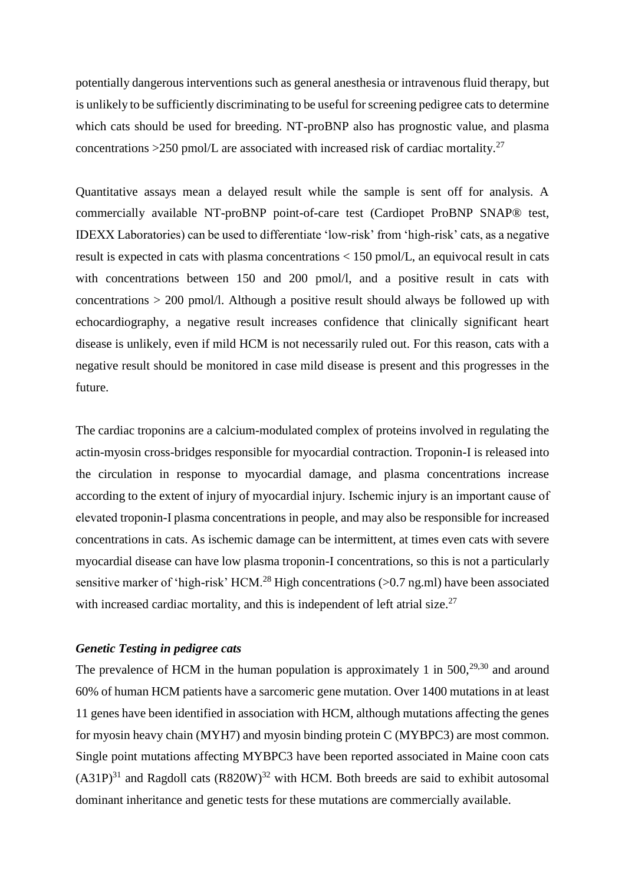potentially dangerous interventions such as general anesthesia or intravenous fluid therapy, but is unlikely to be sufficiently discriminating to be useful for screening pedigree cats to determine which cats should be used for breeding. NT-proBNP also has prognostic value, and plasma concentrations >250 pmol/L are associated with increased risk of cardiac mortality.[27]

Quantitative assays mean a delayed result while the sample is sent off for analysis. A commercially available NT-proBNP point-of-care test (Cardiopet ProBNP SNAP® test, IDEXX Laboratories) can be used to differentiate 'low-risk' from 'high-risk' cats, as a negative result is expected in cats with plasma concentrations < 150 pmol/L, an equivocal result in cats with concentrations between 150 and 200 pmol/l, and a positive result in cats with concentrations > 200 pmol/l. Although a positive result should always be followed up with echocardiography, a negative result increases confidence that clinically significant heart disease is unlikely, even if mild HCM is not necessarily ruled out. For this reason, cats with a negative result should be monitored in case mild disease is present and this progresses in the future.

The cardiac troponins are a calcium-modulated complex of proteins involved in regulating the actin-myosin cross-bridges responsible for myocardial contraction. Troponin-I is released into the circulation in response to myocardial damage, and plasma concentrations increase according to the extent of injury of myocardial injury. Ischemic injury is an important cause of elevated troponin-I plasma concentrations in people, and may also be responsible for increased concentrations in cats. As ischemic damage can be intermittent, at times even cats with severe myocardial disease can have low plasma troponin-I concentrations, so this is not a particularly sensitive marker of 'high-risk' HCM.[28] High concentrations (>0.7 ng.ml) have been associated with increased cardiac mortality, and this is independent of left atrial size.[27]

### *Genetic Testing in pedigree cats*

The prevalence of HCM in the human population is approximately 1 in 500,[29,30] and around 60% of human HCM patients have a sarcomeric gene mutation. Over 1400 mutations in at least 11 genes have been identified in association with HCM, although mutations affecting the genes for myosin heavy chain (MYH7) and myosin binding protein C (MYBPC3) are most common. Single point mutations affecting MYBPC3 have been reported associated in Maine coon cats (A31P)[31] and Ragdoll cats (R820W)[32] with HCM. Both breeds are said to exhibit autosomal dominant inheritance and genetic tests for these mutations are commercially available.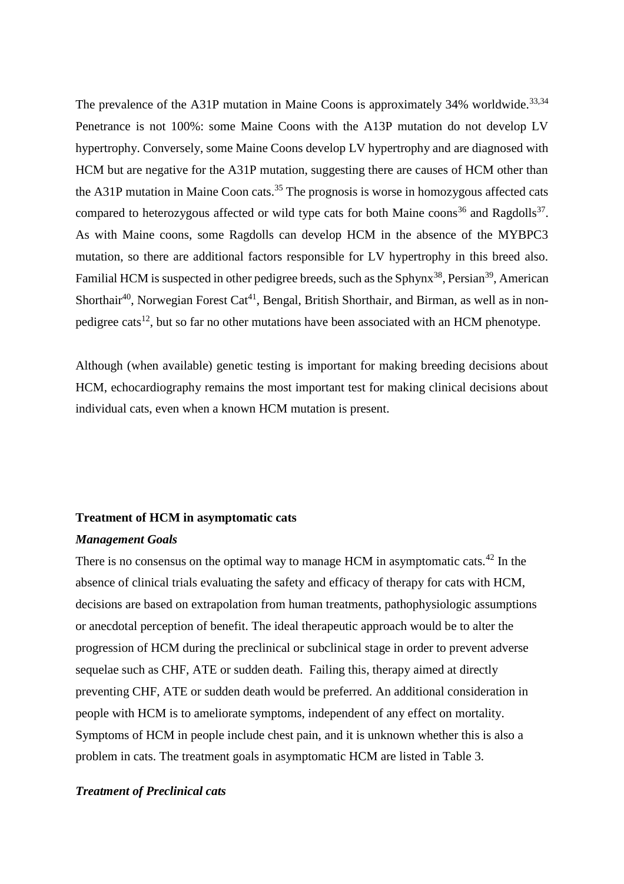The prevalence of the A31P mutation in Maine Coons is approximately 34% worldwide.[33,34] Penetrance is not 100%: some Maine Coons with the A13P mutation do not develop LV hypertrophy. Conversely, some Maine Coons develop LV hypertrophy and are diagnosed with HCM but are negative for the A31P mutation, suggesting there are causes of HCM other than the A31P mutation in Maine Coon cats.[35] The prognosis is worse in homozygous affected cats compared to heterozygous affected or wild type cats for both Maine coons[36] and Ragdolls[37]. As with Maine coons, some Ragdolls can develop HCM in the absence of the MYBPC3 mutation, so there are additional factors responsible for LV hypertrophy in this breed also. Familial HCM is suspected in other pedigree breeds, such as the Sphynx[38], Persian[39], American Shorthair[40], Norwegian Forest Cat[41], Bengal, British Shorthair, and Birman, as well as in non-pedigree cats[12], but so far no other mutations have been associated with an HCM phenotype.

Although (when available) genetic testing is important for making breeding decisions about HCM, echocardiography remains the most important test for making clinical decisions about individual cats, even when a known HCM mutation is present.

**Treatment of HCM in asymptomatic cats**

***Management Goals***

There is no consensus on the optimal way to manage HCM in asymptomatic cats.[42] In the absence of clinical trials evaluating the safety and efficacy of therapy for cats with HCM, decisions are based on extrapolation from human treatments, pathophysiologic assumptions or anecdotal perception of benefit. The ideal therapeutic approach would be to alter the progression of HCM during the preclinical or subclinical stage in order to prevent adverse sequelae such as CHF, ATE or sudden death. Failing this, therapy aimed at directly preventing CHF, ATE or sudden death would be preferred. An additional consideration in people with HCM is to ameliorate symptoms, independent of any effect on mortality. Symptoms of HCM in people include chest pain, and it is unknown whether this is also a problem in cats. The treatment goals in asymptomatic HCM are listed in Table 3.

***Treatment of Preclinical cats***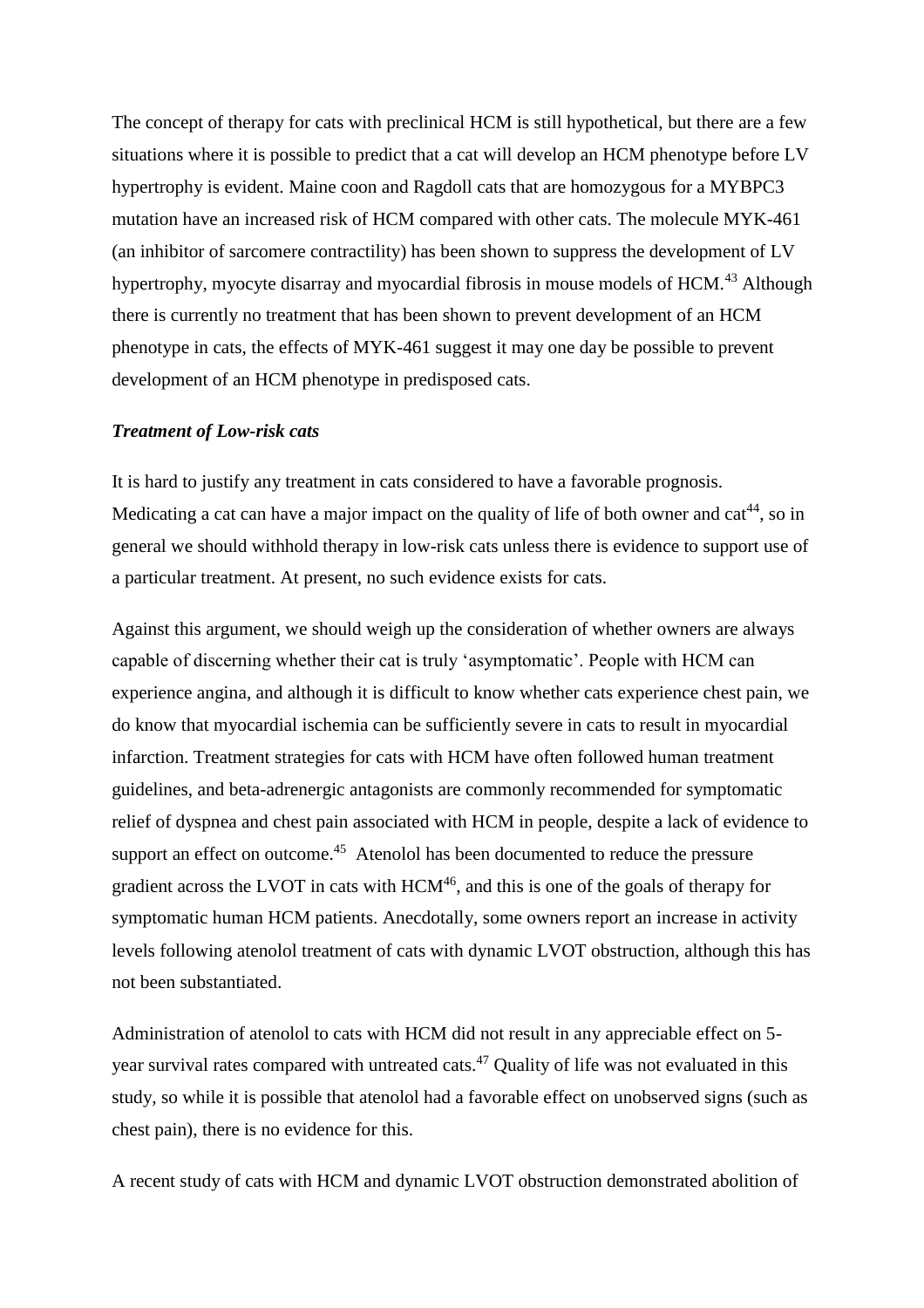The concept of therapy for cats with preclinical HCM is still hypothetical, but there are a few situations where it is possible to predict that a cat will develop an HCM phenotype before LV hypertrophy is evident. Maine coon and Ragdoll cats that are homozygous for a MYBPC3 mutation have an increased risk of HCM compared with other cats. The molecule MYK-461 (an inhibitor of sarcomere contractility) has been shown to suppress the development of LV hypertrophy, myocyte disarray and myocardial fibrosis in mouse models of HCM.[43] Although there is currently no treatment that has been shown to prevent development of an HCM phenotype in cats, the effects of MYK-461 suggest it may one day be possible to prevent development of an HCM phenotype in predisposed cats.

***Treatment of Low-risk cats***

It is hard to justify any treatment in cats considered to have a favorable prognosis. Medicating a cat can have a major impact on the quality of life of both owner and cat[44], so in general we should withhold therapy in low-risk cats unless there is evidence to support use of a particular treatment. At present, no such evidence exists for cats.

Against this argument, we should weigh up the consideration of whether owners are always capable of discerning whether their cat is truly 'asymptomatic'. People with HCM can experience angina, and although it is difficult to know whether cats experience chest pain, we do know that myocardial ischemia can be sufficiently severe in cats to result in myocardial infarction. Treatment strategies for cats with HCM have often followed human treatment guidelines, and beta-adrenergic antagonists are commonly recommended for symptomatic relief of dyspnea and chest pain associated with HCM in people, despite a lack of evidence to support an effect on outcome.[45] Atenolol has been documented to reduce the pressure gradient across the LVOT in cats with HCM[46], and this is one of the goals of therapy for symptomatic human HCM patients. Anecdotally, some owners report an increase in activity levels following atenolol treatment of cats with dynamic LVOT obstruction, although this has not been substantiated.

Administration of atenolol to cats with HCM did not result in any appreciable effect on 5-year survival rates compared with untreated cats.[47] Quality of life was not evaluated in this study, so while it is possible that atenolol had a favorable effect on unobserved signs (such as chest pain), there is no evidence for this.

A recent study of cats with HCM and dynamic LVOT obstruction demonstrated abolition of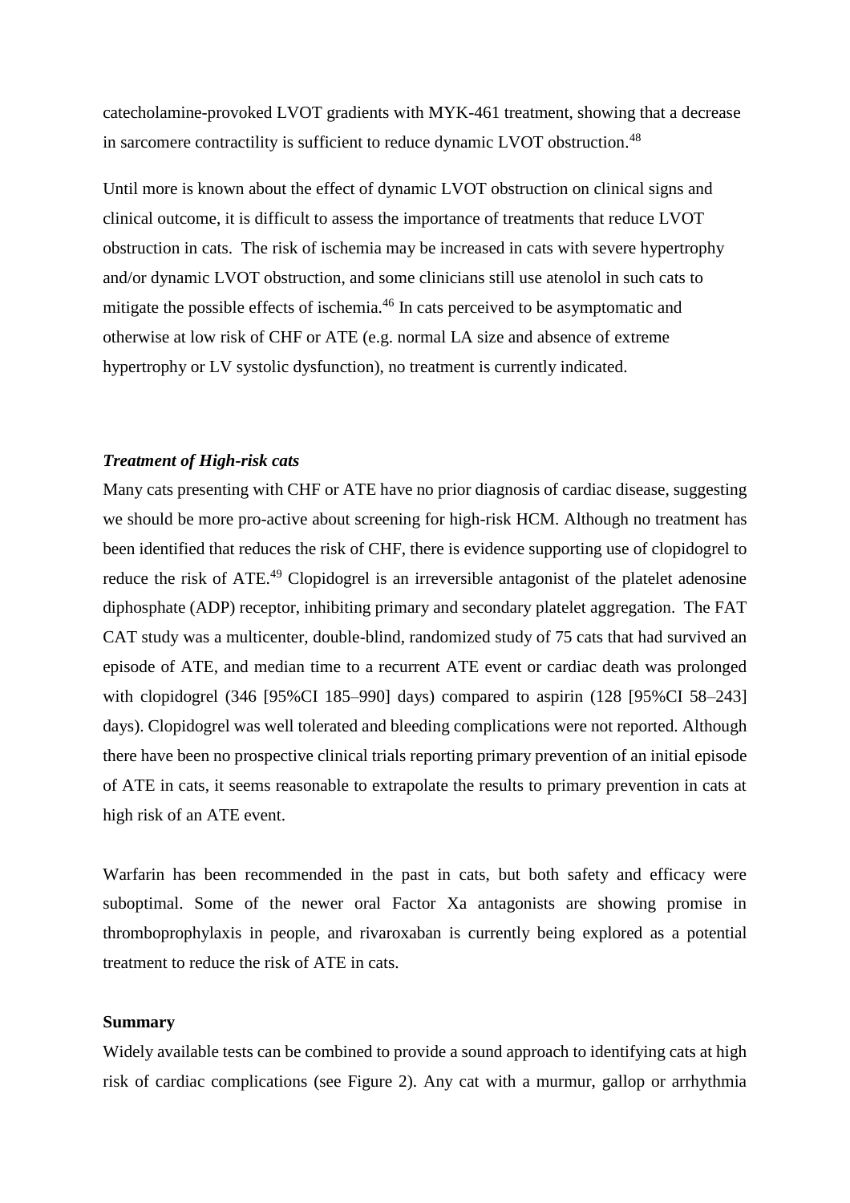catecholamine-provoked LVOT gradients with MYK-461 treatment, showing that a decrease in sarcomere contractility is sufficient to reduce dynamic LVOT obstruction.[48]

Until more is known about the effect of dynamic LVOT obstruction on clinical signs and clinical outcome, it is difficult to assess the importance of treatments that reduce LVOT obstruction in cats. The risk of ischemia may be increased in cats with severe hypertrophy and/or dynamic LVOT obstruction, and some clinicians still use atenolol in such cats to mitigate the possible effects of ischemia.[46] In cats perceived to be asymptomatic and otherwise at low risk of CHF or ATE (e.g. normal LA size and absence of extreme hypertrophy or LV systolic dysfunction), no treatment is currently indicated.

### *Treatment of High-risk cats*

Many cats presenting with CHF or ATE have no prior diagnosis of cardiac disease, suggesting we should be more pro-active about screening for high-risk HCM. Although no treatment has been identified that reduces the risk of CHF, there is evidence supporting use of clopidogrel to reduce the risk of ATE.[49] Clopidogrel is an irreversible antagonist of the platelet adenosine diphosphate (ADP) receptor, inhibiting primary and secondary platelet aggregation. The FAT CAT study was a multicenter, double-blind, randomized study of 75 cats that had survived an episode of ATE, and median time to a recurrent ATE event or cardiac death was prolonged with clopidogrel (346 [95%CI 185–990] days) compared to aspirin (128 [95%CI 58–243] days). Clopidogrel was well tolerated and bleeding complications were not reported. Although there have been no prospective clinical trials reporting primary prevention of an initial episode of ATE in cats, it seems reasonable to extrapolate the results to primary prevention in cats at high risk of an ATE event.

Warfarin has been recommended in the past in cats, but both safety and efficacy were suboptimal. Some of the newer oral Factor Xa antagonists are showing promise in thromboprophylaxis in people, and rivaroxaban is currently being explored as a potential treatment to reduce the risk of ATE in cats.

### **Summary**

Widely available tests can be combined to provide a sound approach to identifying cats at high risk of cardiac complications (see Figure 2). Any cat with a murmur, gallop or arrhythmia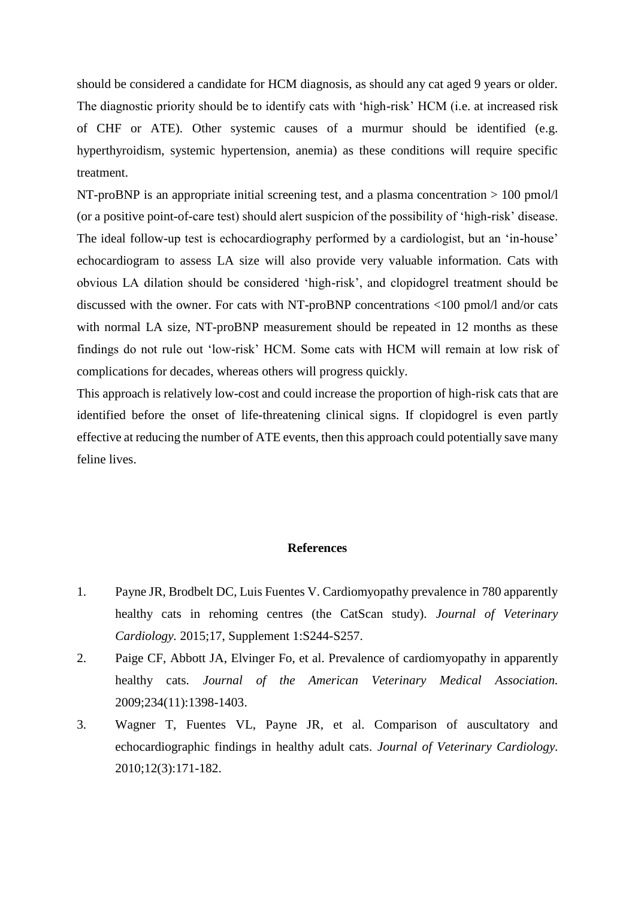should be considered a candidate for HCM diagnosis, as should any cat aged 9 years or older. The diagnostic priority should be to identify cats with 'high-risk' HCM (i.e. at increased risk of CHF or ATE). Other systemic causes of a murmur should be identified (e.g. hyperthyroidism, systemic hypertension, anemia) as these conditions will require specific treatment.

NT-proBNP is an appropriate initial screening test, and a plasma concentration > 100 pmol/l (or a positive point-of-care test) should alert suspicion of the possibility of 'high-risk' disease. The ideal follow-up test is echocardiography performed by a cardiologist, but an 'in-house' echocardiogram to assess LA size will also provide very valuable information. Cats with obvious LA dilation should be considered 'high-risk', and clopidogrel treatment should be discussed with the owner. For cats with NT-proBNP concentrations <100 pmol/l and/or cats with normal LA size, NT-proBNP measurement should be repeated in 12 months as these findings do not rule out 'low-risk' HCM. Some cats with HCM will remain at low risk of complications for decades, whereas others will progress quickly.

This approach is relatively low-cost and could increase the proportion of high-risk cats that are identified before the onset of life-threatening clinical signs. If clopidogrel is even partly effective at reducing the number of ATE events, then this approach could potentially save many feline lives.

## References

1. Payne JR, Brodbelt DC, Luis Fuentes V. Cardiomyopathy prevalence in 780 apparently healthy cats in rehoming centres (the CatScan study). *Journal of Veterinary Cardiology.* 2015;17, Supplement 1:S244-S257.
2. Paige CF, Abbott JA, Elvinger Fo, et al. Prevalence of cardiomyopathy in apparently healthy cats. *Journal of the American Veterinary Medical Association.* 2009;234(11):1398-1403.
3. Wagner T, Fuentes VL, Payne JR, et al. Comparison of auscultatory and echocardiographic findings in healthy adult cats. *Journal of Veterinary Cardiology.* 2010;12(3):171-182.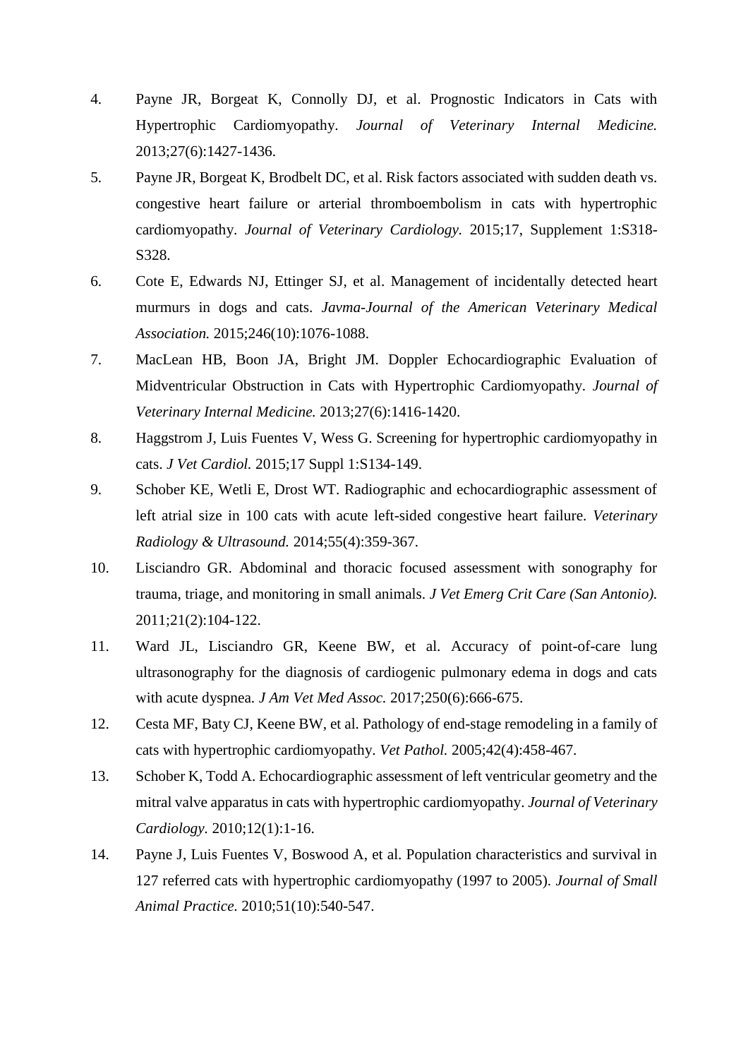4. Payne JR, Borgeat K, Connolly DJ, et al. Prognostic Indicators in Cats with Hypertrophic Cardiomyopathy. *Journal of Veterinary Internal Medicine.* 2013;27(6):1427-1436.
5. Payne JR, Borgeat K, Brodbelt DC, et al. Risk factors associated with sudden death vs. congestive heart failure or arterial thromboembolism in cats with hypertrophic cardiomyopathy. *Journal of Veterinary Cardiology.* 2015;17, Supplement 1:S318-S328.
6. Cote E, Edwards NJ, Ettinger SJ, et al. Management of incidentally detected heart murmurs in dogs and cats. *Javma-Journal of the American Veterinary Medical Association.* 2015;246(10):1076-1088.
7. MacLean HB, Boon JA, Bright JM. Doppler Echocardiographic Evaluation of Midventricular Obstruction in Cats with Hypertrophic Cardiomyopathy. *Journal of Veterinary Internal Medicine.* 2013;27(6):1416-1420.
8. Haggstrom J, Luis Fuentes V, Wess G. Screening for hypertrophic cardiomyopathy in cats. *J Vet Cardiol.* 2015;17 Suppl 1:S134-149.
9. Schober KE, Wetli E, Drost WT. Radiographic and echocardiographic assessment of left atrial size in 100 cats with acute left-sided congestive heart failure. *Veterinary Radiology & Ultrasound.* 2014;55(4):359-367.
10. Lisciandro GR. Abdominal and thoracic focused assessment with sonography for trauma, triage, and monitoring in small animals. *J Vet Emerg Crit Care (San Antonio).* 2011;21(2):104-122.
11. Ward JL, Lisciandro GR, Keene BW, et al. Accuracy of point-of-care lung ultrasonography for the diagnosis of cardiogenic pulmonary edema in dogs and cats with acute dyspnea. *J Am Vet Med Assoc.* 2017;250(6):666-675.
12. Cesta MF, Baty CJ, Keene BW, et al. Pathology of end-stage remodeling in a family of cats with hypertrophic cardiomyopathy. *Vet Pathol.* 2005;42(4):458-467.
13. Schober K, Todd A. Echocardiographic assessment of left ventricular geometry and the mitral valve apparatus in cats with hypertrophic cardiomyopathy. *Journal of Veterinary Cardiology.* 2010;12(1):1-16.
14. Payne J, Luis Fuentes V, Boswood A, et al. Population characteristics and survival in 127 referred cats with hypertrophic cardiomyopathy (1997 to 2005). *Journal of Small Animal Practice.* 2010;51(10):540-547.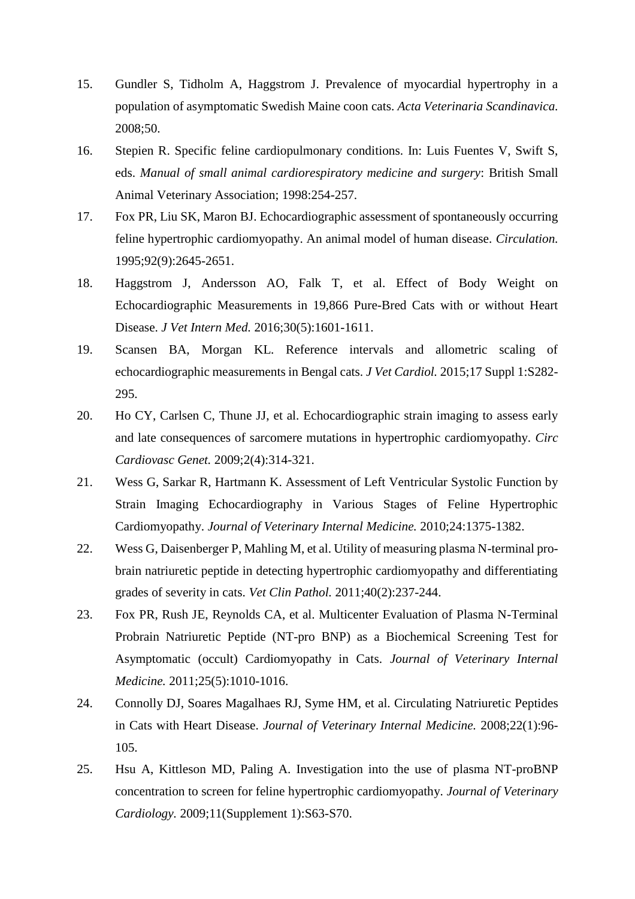15. Gundler S, Tidholm A, Haggstrom J. Prevalence of myocardial hypertrophy in a population of asymptomatic Swedish Maine coon cats. *Acta Veterinaria Scandinavica.* 2008;50.
16. Stepien R. Specific feline cardiopulmonary conditions. In: Luis Fuentes V, Swift S, eds. *Manual of small animal cardiorespiratory medicine and surgery*: British Small Animal Veterinary Association; 1998:254-257.
17. Fox PR, Liu SK, Maron BJ. Echocardiographic assessment of spontaneously occurring feline hypertrophic cardiomyopathy. An animal model of human disease. *Circulation.* 1995;92(9):2645-2651.
18. Haggstrom J, Andersson AO, Falk T, et al. Effect of Body Weight on Echocardiographic Measurements in 19,866 Pure-Bred Cats with or without Heart Disease. *J Vet Intern Med.* 2016;30(5):1601-1611.
19. Scansen BA, Morgan KL. Reference intervals and allometric scaling of echocardiographic measurements in Bengal cats. *J Vet Cardiol.* 2015;17 Suppl 1:S282-295.
20. Ho CY, Carlsen C, Thune JJ, et al. Echocardiographic strain imaging to assess early and late consequences of sarcomere mutations in hypertrophic cardiomyopathy. *Circ Cardiovasc Genet.* 2009;2(4):314-321.
21. Wess G, Sarkar R, Hartmann K. Assessment of Left Ventricular Systolic Function by Strain Imaging Echocardiography in Various Stages of Feline Hypertrophic Cardiomyopathy. *Journal of Veterinary Internal Medicine.* 2010;24:1375-1382.
22. Wess G, Daisenberger P, Mahling M, et al. Utility of measuring plasma N-terminal pro-brain natriuretic peptide in detecting hypertrophic cardiomyopathy and differentiating grades of severity in cats. *Vet Clin Pathol.* 2011;40(2):237-244.
23. Fox PR, Rush JE, Reynolds CA, et al. Multicenter Evaluation of Plasma N-Terminal Probrain Natriuretic Peptide (NT-pro BNP) as a Biochemical Screening Test for Asymptomatic (occult) Cardiomyopathy in Cats. *Journal of Veterinary Internal Medicine.* 2011;25(5):1010-1016.
24. Connolly DJ, Soares Magalhaes RJ, Syme HM, et al. Circulating Natriuretic Peptides in Cats with Heart Disease. *Journal of Veterinary Internal Medicine.* 2008;22(1):96-105.
25. Hsu A, Kittleson MD, Paling A. Investigation into the use of plasma NT-proBNP concentration to screen for feline hypertrophic cardiomyopathy. *Journal of Veterinary Cardiology.* 2009;11(Supplement 1):S63-S70.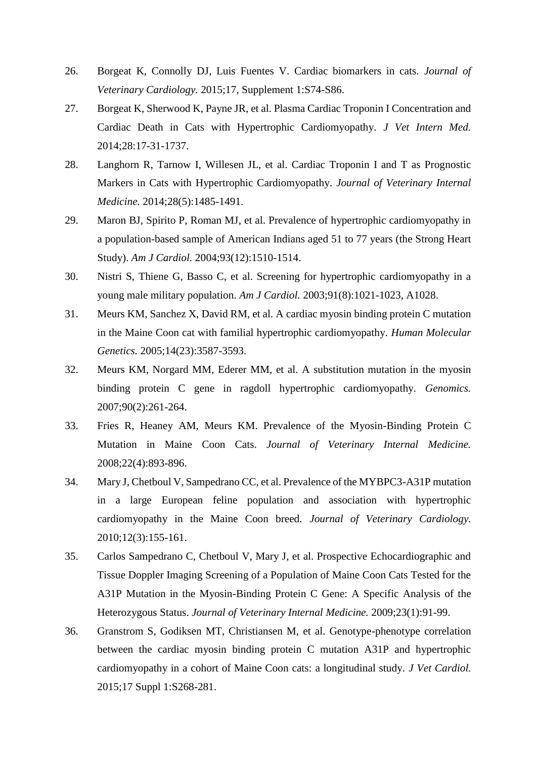26. Borgeat K, Connolly DJ, Luis Fuentes V. Cardiac biomarkers in cats. *Journal of Veterinary Cardiology.* 2015;17, Supplement 1:S74-S86.
27. Borgeat K, Sherwood K, Payne JR, et al. Plasma Cardiac Troponin I Concentration and Cardiac Death in Cats with Hypertrophic Cardiomyopathy. *J Vet Intern Med.* 2014;28:17-31-1737.
28. Langhorn R, Tarnow I, Willesen JL, et al. Cardiac Troponin I and T as Prognostic Markers in Cats with Hypertrophic Cardiomyopathy. *Journal of Veterinary Internal Medicine.* 2014;28(5):1485-1491.
29. Maron BJ, Spirito P, Roman MJ, et al. Prevalence of hypertrophic cardiomyopathy in a population-based sample of American Indians aged 51 to 77 years (the Strong Heart Study). *Am J Cardiol.* 2004;93(12):1510-1514.
30. Nistri S, Thiene G, Basso C, et al. Screening for hypertrophic cardiomyopathy in a young male military population. *Am J Cardiol.* 2003;91(8):1021-1023, A1028.
31. Meurs KM, Sanchez X, David RM, et al. A cardiac myosin binding protein C mutation in the Maine Coon cat with familial hypertrophic cardiomyopathy. *Human Molecular Genetics.* 2005;14(23):3587-3593.
32. Meurs KM, Norgard MM, Ederer MM, et al. A substitution mutation in the myosin binding protein C gene in ragdoll hypertrophic cardiomyopathy. *Genomics.* 2007;90(2):261-264.
33. Fries R, Heaney AM, Meurs KM. Prevalence of the Myosin-Binding Protein C Mutation in Maine Coon Cats. *Journal of Veterinary Internal Medicine.* 2008;22(4):893-896.
34. Mary J, Chetboul V, Sampedrano CC, et al. Prevalence of the MYBPC3-A31P mutation in a large European feline population and association with hypertrophic cardiomyopathy in the Maine Coon breed. *Journal of Veterinary Cardiology.* 2010;12(3):155-161.
35. Carlos Sampedrano C, Chetboul V, Mary J, et al. Prospective Echocardiographic and Tissue Doppler Imaging Screening of a Population of Maine Coon Cats Tested for the A31P Mutation in the Myosin-Binding Protein C Gene: A Specific Analysis of the Heterozygous Status. *Journal of Veterinary Internal Medicine.* 2009;23(1):91-99.
36. Granstrom S, Godiksen MT, Christiansen M, et al. Genotype-phenotype correlation between the cardiac myosin binding protein C mutation A31P and hypertrophic cardiomyopathy in a cohort of Maine Coon cats: a longitudinal study. *J Vet Cardiol.* 2015;17 Suppl 1:S268-281.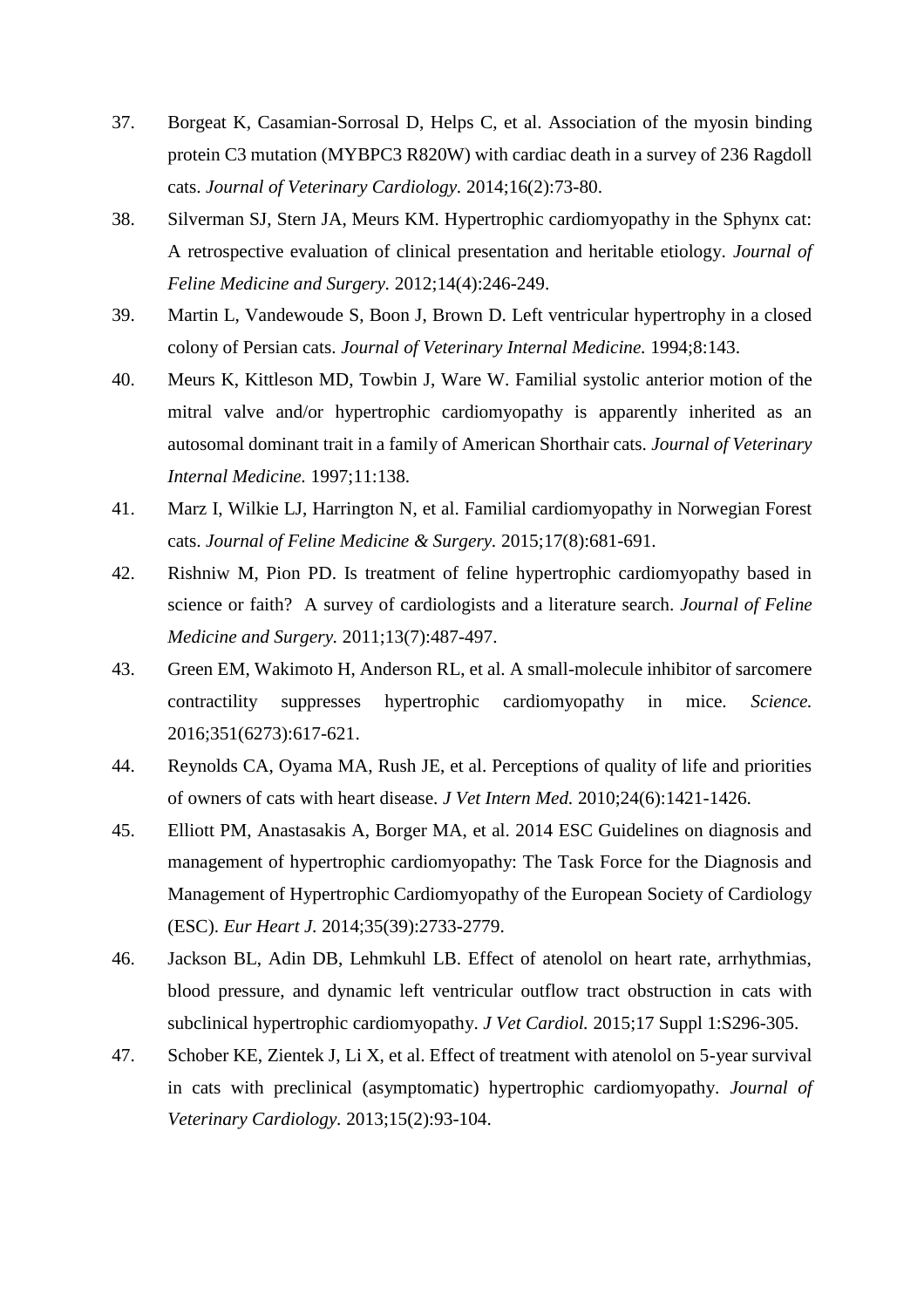37. Borgeat K, Casamian-Sorrosal D, Helps C, et al. Association of the myosin binding protein C3 mutation (MYBPC3 R820W) with cardiac death in a survey of 236 Ragdoll cats. *Journal of Veterinary Cardiology.* 2014;16(2):73-80.
38. Silverman SJ, Stern JA, Meurs KM. Hypertrophic cardiomyopathy in the Sphynx cat: A retrospective evaluation of clinical presentation and heritable etiology. *Journal of Feline Medicine and Surgery.* 2012;14(4):246-249.
39. Martin L, Vandewoude S, Boon J, Brown D. Left ventricular hypertrophy in a closed colony of Persian cats. *Journal of Veterinary Internal Medicine.* 1994;8:143.
40. Meurs K, Kittleson MD, Towbin J, Ware W. Familial systolic anterior motion of the mitral valve and/or hypertrophic cardiomyopathy is apparently inherited as an autosomal dominant trait in a family of American Shorthair cats. *Journal of Veterinary Internal Medicine.* 1997;11:138.
41. Marz I, Wilkie LJ, Harrington N, et al. Familial cardiomyopathy in Norwegian Forest cats. *Journal of Feline Medicine & Surgery.* 2015;17(8):681-691.
42. Rishniw M, Pion PD. Is treatment of feline hypertrophic cardiomyopathy based in science or faith? A survey of cardiologists and a literature search. *Journal of Feline Medicine and Surgery.* 2011;13(7):487-497.
43. Green EM, Wakimoto H, Anderson RL, et al. A small-molecule inhibitor of sarcomere contractility suppresses hypertrophic cardiomyopathy in mice. *Science.* 2016;351(6273):617-621.
44. Reynolds CA, Oyama MA, Rush JE, et al. Perceptions of quality of life and priorities of owners of cats with heart disease. *J Vet Intern Med.* 2010;24(6):1421-1426.
45. Elliott PM, Anastasakis A, Borger MA, et al. 2014 ESC Guidelines on diagnosis and management of hypertrophic cardiomyopathy: The Task Force for the Diagnosis and Management of Hypertrophic Cardiomyopathy of the European Society of Cardiology (ESC). *Eur Heart J.* 2014;35(39):2733-2779.
46. Jackson BL, Adin DB, Lehmkuhl LB. Effect of atenolol on heart rate, arrhythmias, blood pressure, and dynamic left ventricular outflow tract obstruction in cats with subclinical hypertrophic cardiomyopathy. *J Vet Cardiol.* 2015;17 Suppl 1:S296-305.
47. Schober KE, Zientek J, Li X, et al. Effect of treatment with atenolol on 5-year survival in cats with preclinical (asymptomatic) hypertrophic cardiomyopathy. *Journal of Veterinary Cardiology*. 2013;15(2):93-104.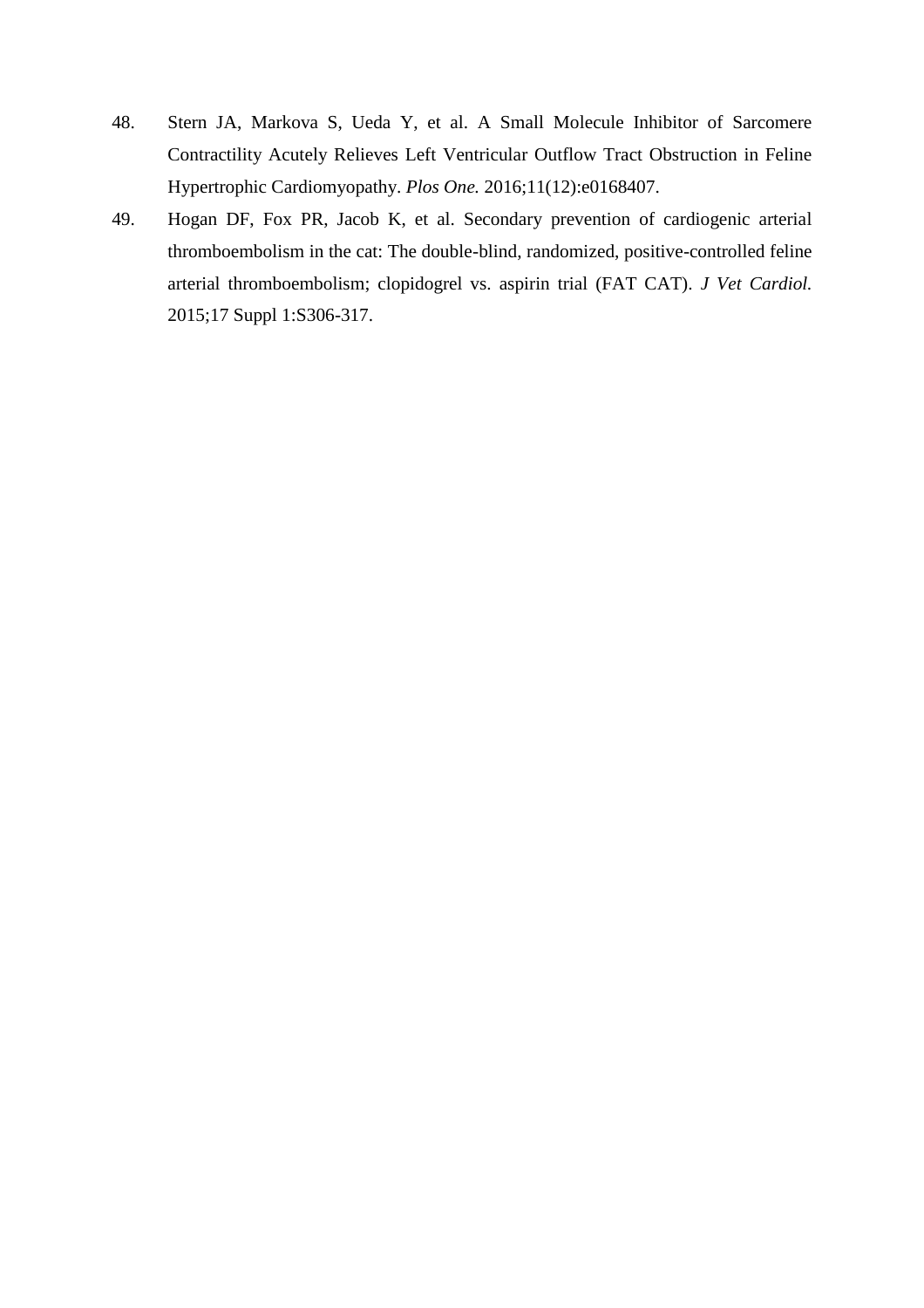48. Stern JA, Markova S, Ueda Y, et al. A Small Molecule Inhibitor of Sarcomere Contractility Acutely Relieves Left Ventricular Outflow Tract Obstruction in Feline Hypertrophic Cardiomyopathy. *Plos One.* 2016;11(12):e0168407.
49. Hogan DF, Fox PR, Jacob K, et al. Secondary prevention of cardiogenic arterial thromboembolism in the cat: The double-blind, randomized, positive-controlled feline arterial thromboembolism; clopidogrel vs. aspirin trial (FAT CAT). *J Vet Cardiol.* 2015;17 Suppl 1:S306-317.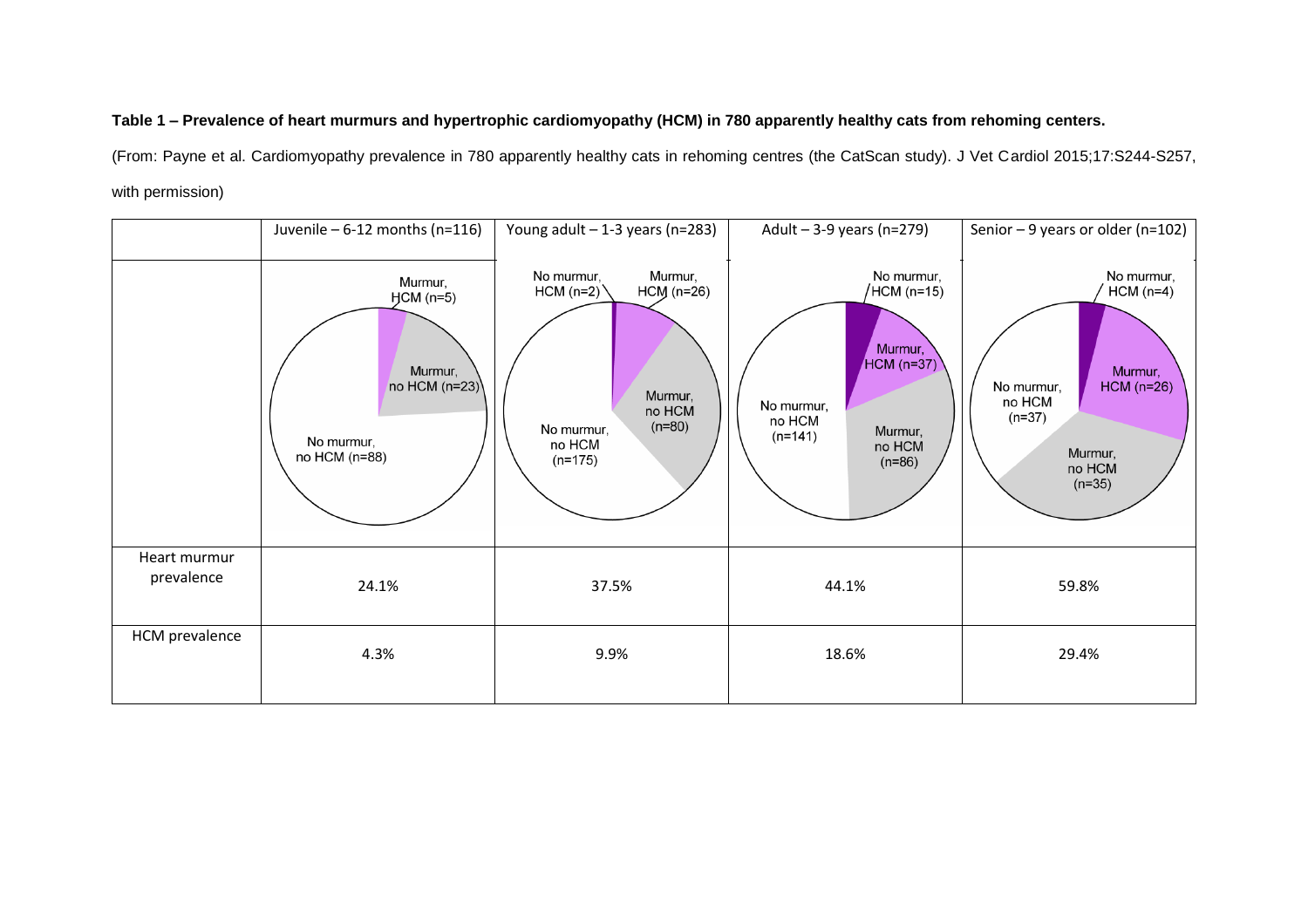**Table 1 – Prevalence of heart murmurs and hypertrophic cardiomyopathy (HCM) in 780 apparently healthy cats from rehoming centers.**

(From: Payne et al. Cardiomyopathy prevalence in 780 apparently healthy cats in rehoming centres (the CatScan study). J Vet Cardiol 2015;17:S244-S257, with permission)

| | Juvenile – 6-12 months (n=116) | Young adult – 1-3 years (n=283) | Adult – 3-9 years (n=279) | Senior – 9 years or older (n=102) |
|---|---|---|---|---|
| | Murmur, HCM (n=5); Murmur, no HCM (n=23); No murmur, no HCM (n=88) | No murmur, HCM (n=2); Murmur, HCM (n=26); Murmur, no HCM (n=80); No murmur, no HCM (n=175) | No murmur, HCM (n=15); Murmur, HCM (n=37); No murmur, no HCM (n=141); Murmur, no HCM (n=86) | No murmur, HCM (n=4); Murmur, HCM (n=26); No murmur, no HCM (n=37); Murmur, no HCM (n=35) |
| Heart murmur prevalence | 24.1% | 37.5% | 44.1% | 59.8% |
| HCM prevalence | 4.3% | 9.9% | 18.6% | 29.4% |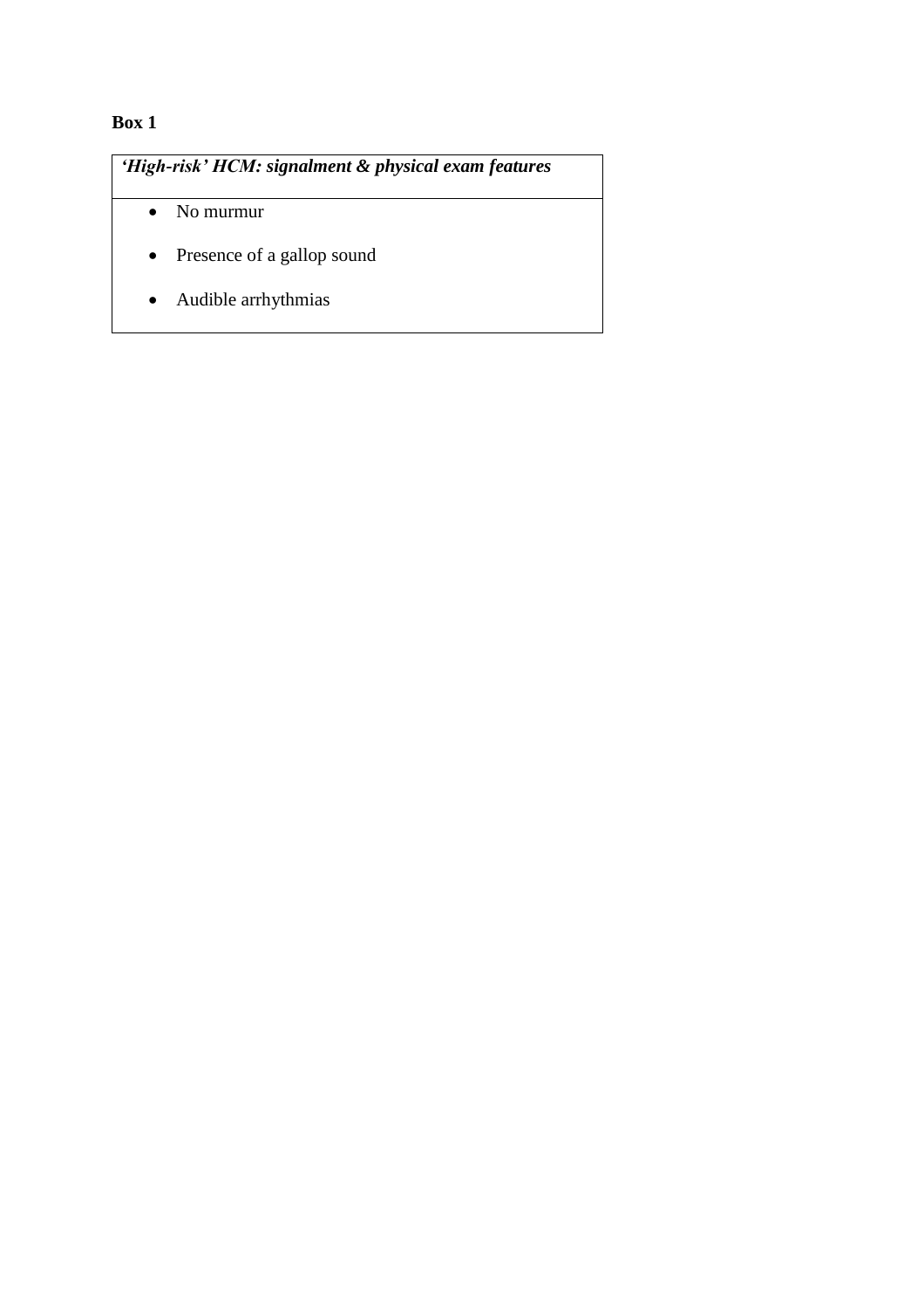**Box 1**

| ***'High-risk' HCM: signalment & physical exam features*** |
| --- |
| • No murmur<br>• Presence of a gallop sound<br>• Audible arrhythmias |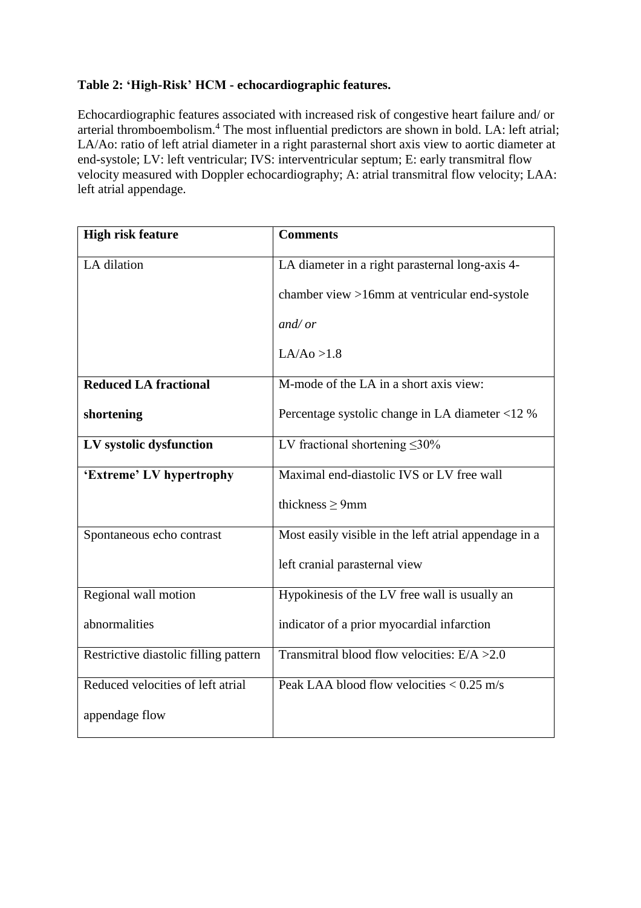**Table 2: 'High-Risk' HCM - echocardiographic features.**

Echocardiographic features associated with increased risk of congestive heart failure and/ or arterial thromboembolism.[4] The most influential predictors are shown in bold. LA: left atrial; LA/Ao: ratio of left atrial diameter in a right parasternal short axis view to aortic diameter at end-systole; LV: left ventricular; IVS: interventricular septum; E: early transmitral flow velocity measured with Doppler echocardiography; A: atrial transmitral flow velocity; LAA: left atrial appendage.

| **High risk feature** | **Comments** |
|---|---|
| LA dilation | LA diameter in a right parasternal long-axis 4-chamber view >16mm at ventricular end-systole *and/ or* LA/Ao >1.8 |
| **Reduced LA fractional shortening** | M-mode of the LA in a short axis view: Percentage systolic change in LA diameter <12 % |
| **LV systolic dysfunction** | LV fractional shortening ≤30% |
| **'Extreme' LV hypertrophy** | Maximal end-diastolic IVS or LV free wall thickness ≥ 9mm |
| Spontaneous echo contrast | Most easily visible in the left atrial appendage in a left cranial parasternal view |
| Regional wall motion abnormalities | Hypokinesis of the LV free wall is usually an indicator of a prior myocardial infarction |
| Restrictive diastolic filling pattern | Transmitral blood flow velocities: E/A >2.0 |
| Reduced velocities of left atrial appendage flow | Peak LAA blood flow velocities < 0.25 m/s |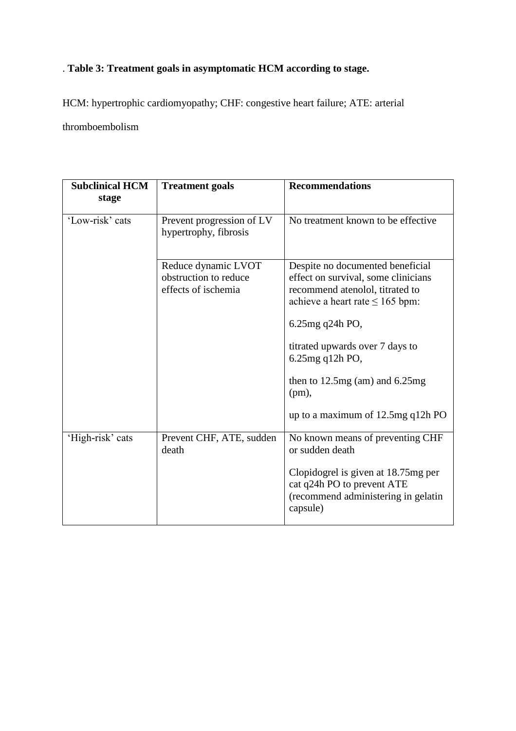. **Table 3: Treatment goals in asymptomatic HCM according to stage.**

HCM: hypertrophic cardiomyopathy; CHF: congestive heart failure; ATE: arterial thromboembolism

| **Subclinical HCM stage** | **Treatment goals** | **Recommendations** |
|---|---|---|
| 'Low-risk' cats | Prevent progression of LV hypertrophy, fibrosis | No treatment known to be effective |
| | Reduce dynamic LVOT obstruction to reduce effects of ischemia | Despite no documented beneficial effect on survival, some clinicians recommend atenolol, titrated to achieve a heart rate ≤ 165 bpm: 6.25mg q24h PO, titrated upwards over 7 days to 6.25mg q12h PO, then to 12.5mg (am) and 6.25mg (pm), up to a maximum of 12.5mg q12h PO |
| 'High-risk' cats | Prevent CHF, ATE, sudden death | No known means of preventing CHF or sudden death. Clopidogrel is given at 18.75mg per cat q24h PO to prevent ATE (recommend administering in gelatin capsule) |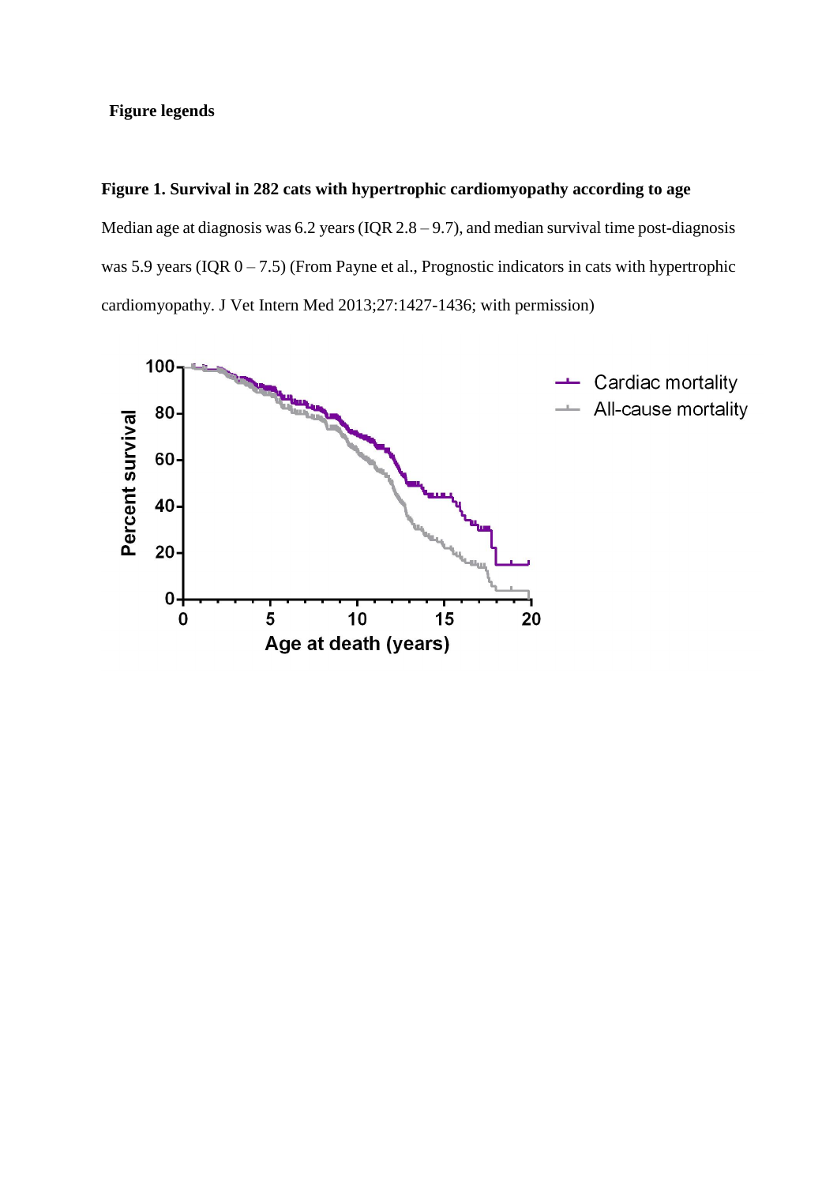**Figure legends**

**Figure 1. Survival in 282 cats with hypertrophic cardiomyopathy according to age**

Median age at diagnosis was 6.2 years (IQR 2.8 – 9.7), and median survival time post-diagnosis was 5.9 years (IQR 0 – 7.5) (From Payne et al., Prognostic indicators in cats with hypertrophic cardiomyopathy. J Vet Intern Med 2013;27:1427-1436; with permission)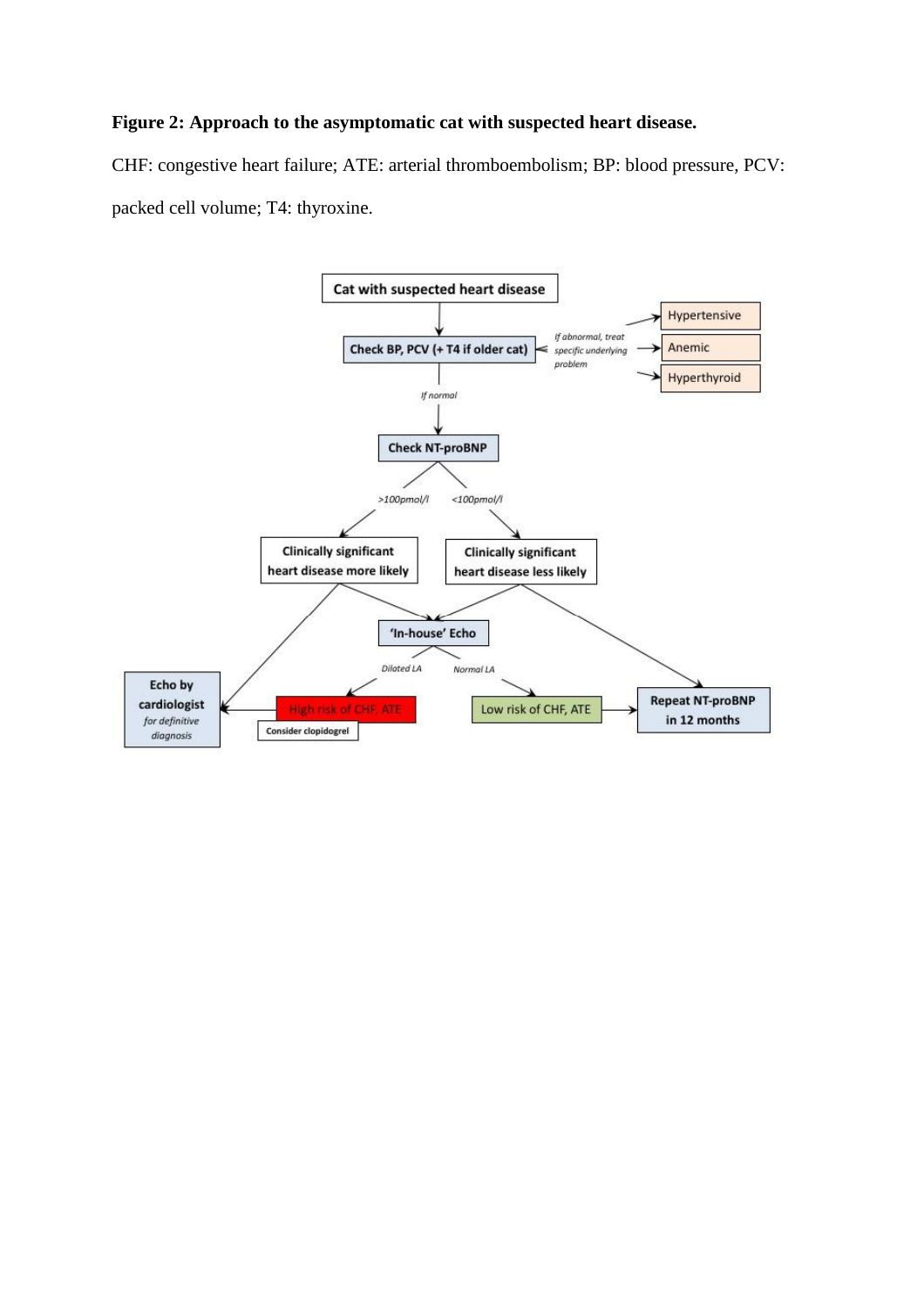**Figure 2: Approach to the asymptomatic cat with suspected heart disease.**

CHF: congestive heart failure; ATE: arterial thromboembolism; BP: blood pressure, PCV: packed cell volume; T4: thyroxine.

Cat with suspected heart disease

Check BP, PCV (+ T4 if older cat)

If abnormal, treat specific underlying problem

Hypertensive

Anemic

Hyperthyroid

If normal

Check NT-proBNP

>100pmol/l

<100pmol/l

Clinically significant heart disease more likely

Clinically significant heart disease less likely

'In-house' Echo

Dilated LA

Normal LA

Echo by cardiologist *for definitive diagnosis*

High risk of CHF, ATE

Consider clopidogrel

Low risk of CHF, ATE

Repeat NT-proBNP in 12 months